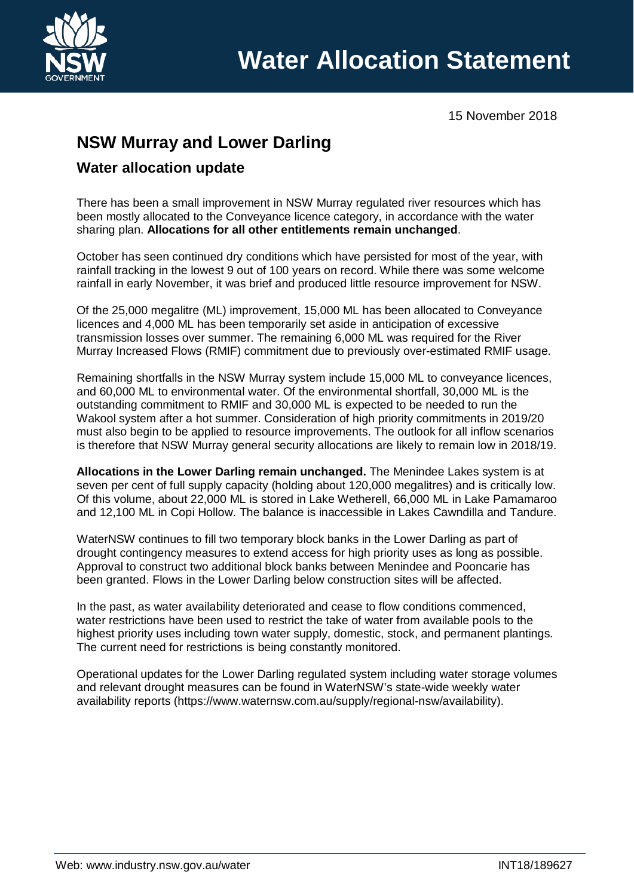# Water Allocation Statement

15 November 2018

## NSW Murray and Lower Darling

### Water allocation update

There has been a small improvement in NSW Murray regulated river resources which has been mostly allocated to the Conveyance licence category, in accordance with the water sharing plan. **Allocations for all other entitlements remain unchanged**.

October has seen continued dry conditions which have persisted for most of the year, with rainfall tracking in the lowest 9 out of 100 years on record. While there was some welcome rainfall in early November, it was brief and produced little resource improvement for NSW.

Of the 25,000 megalitre (ML) improvement, 15,000 ML has been allocated to Conveyance licences and 4,000 ML has been temporarily set aside in anticipation of excessive transmission losses over summer. The remaining 6,000 ML was required for the River Murray Increased Flows (RMIF) commitment due to previously over-estimated RMIF usage.

Remaining shortfalls in the NSW Murray system include 15,000 ML to conveyance licences, and 60,000 ML to environmental water. Of the environmental shortfall, 30,000 ML is the outstanding commitment to RMIF and 30,000 ML is expected to be needed to run the Wakool system after a hot summer. Consideration of high priority commitments in 2019/20 must also begin to be applied to resource improvements. The outlook for all inflow scenarios is therefore that NSW Murray general security allocations are likely to remain low in 2018/19.

**Allocations in the Lower Darling remain unchanged.** The Menindee Lakes system is at seven per cent of full supply capacity (holding about 120,000 megalitres) and is critically low. Of this volume, about 22,000 ML is stored in Lake Wetherell, 66,000 ML in Lake Pamamaroo and 12,100 ML in Copi Hollow. The balance is inaccessible in Lakes Cawndilla and Tandure.

WaterNSW continues to fill two temporary block banks in the Lower Darling as part of drought contingency measures to extend access for high priority uses as long as possible. Approval to construct two additional block banks between Menindee and Pooncarie has been granted. Flows in the Lower Darling below construction sites will be affected.

In the past, as water availability deteriorated and cease to flow conditions commenced, water restrictions have been used to restrict the take of water from available pools to the highest priority uses including town water supply, domestic, stock, and permanent plantings. The current need for restrictions is being constantly monitored.

Operational updates for the Lower Darling regulated system including water storage volumes and relevant drought measures can be found in WaterNSW's state-wide weekly water availability reports (https://www.waternsw.com.au/supply/regional-nsw/availability).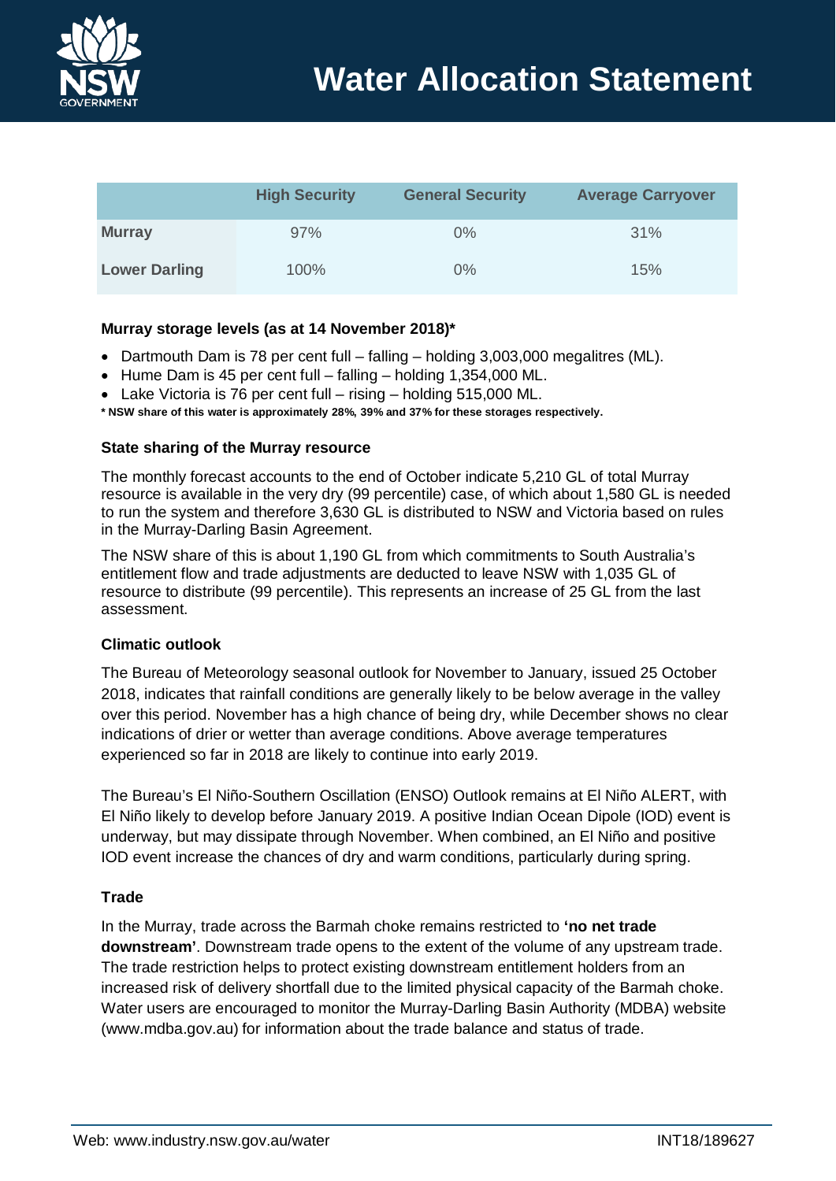| | High Security | General Security | Average Carryover |
|---|---|---|---|
| **Murray** | 97% | 0% | 31% |
| **Lower Darling** | 100% | 0% | 15% |

### Murray storage levels (as at 14 November 2018)*

- Dartmouth Dam is 78 per cent full – falling – holding 3,003,000 megalitres (ML).
- Hume Dam is 45 per cent full – falling – holding 1,354,000 ML.
- Lake Victoria is 76 per cent full – rising – holding 515,000 ML.

**\* NSW share of this water is approximately 28%, 39% and 37% for these storages respectively.**

### State sharing of the Murray resource

The monthly forecast accounts to the end of October indicate 5,210 GL of total Murray resource is available in the very dry (99 percentile) case, of which about 1,580 GL is needed to run the system and therefore 3,630 GL is distributed to NSW and Victoria based on rules in the Murray-Darling Basin Agreement.

The NSW share of this is about 1,190 GL from which commitments to South Australia's entitlement flow and trade adjustments are deducted to leave NSW with 1,035 GL of resource to distribute (99 percentile). This represents an increase of 25 GL from the last assessment.

### Climatic outlook

The Bureau of Meteorology seasonal outlook for November to January, issued 25 October 2018, indicates that rainfall conditions are generally likely to be below average in the valley over this period. November has a high chance of being dry, while December shows no clear indications of drier or wetter than average conditions. Above average temperatures experienced so far in 2018 are likely to continue into early 2019.

The Bureau's El Niño-Southern Oscillation (ENSO) Outlook remains at El Niño ALERT, with El Niño likely to develop before January 2019. A positive Indian Ocean Dipole (IOD) event is underway, but may dissipate through November. When combined, an El Niño and positive IOD event increase the chances of dry and warm conditions, particularly during spring.

### Trade

In the Murray, trade across the Barmah choke remains restricted to **'no net trade downstream'**. Downstream trade opens to the extent of the volume of any upstream trade. The trade restriction helps to protect existing downstream entitlement holders from an increased risk of delivery shortfall due to the limited physical capacity of the Barmah choke. Water users are encouraged to monitor the Murray-Darling Basin Authority (MDBA) website (www.mdba.gov.au) for information about the trade balance and status of trade.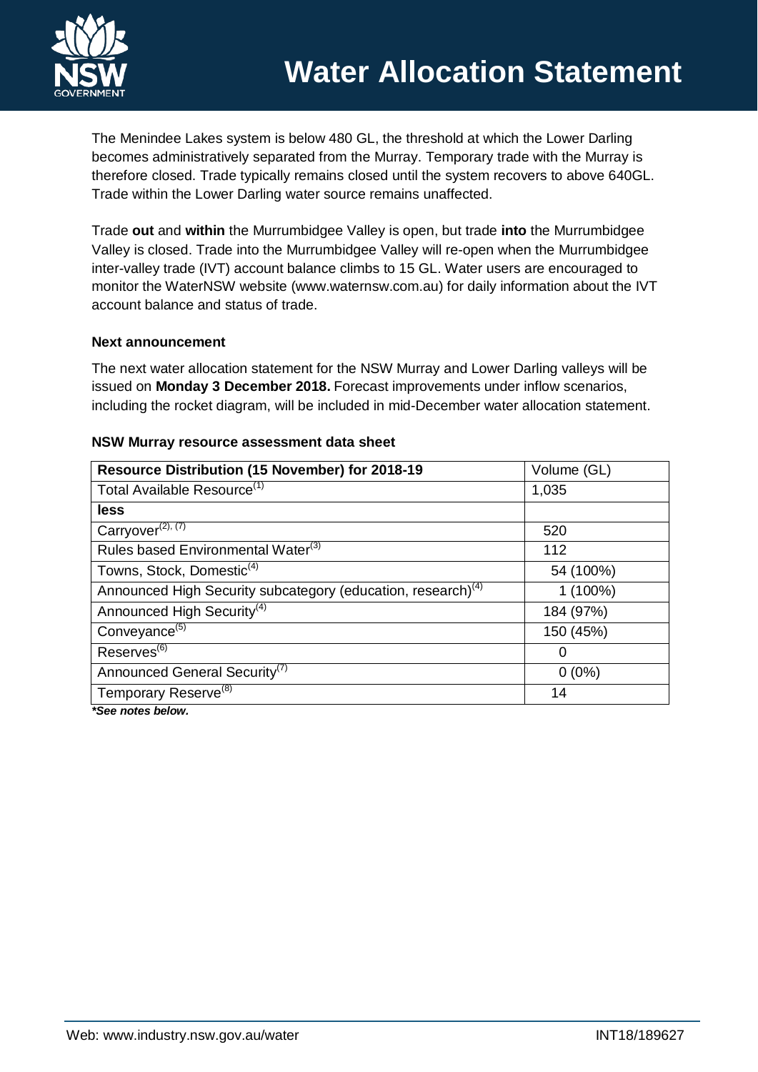The Menindee Lakes system is below 480 GL, the threshold at which the Lower Darling becomes administratively separated from the Murray. Temporary trade with the Murray is therefore closed. Trade typically remains closed until the system recovers to above 640GL. Trade within the Lower Darling water source remains unaffected.

Trade **out** and **within** the Murrumbidgee Valley is open, but trade **into** the Murrumbidgee Valley is closed. Trade into the Murrumbidgee Valley will re-open when the Murrumbidgee inter-valley trade (IVT) account balance climbs to 15 GL. Water users are encouraged to monitor the WaterNSW website (www.waternsw.com.au) for daily information about the IVT account balance and status of trade.

### Next announcement

The next water allocation statement for the NSW Murray and Lower Darling valleys will be issued on **Monday 3 December 2018.** Forecast improvements under inflow scenarios, including the rocket diagram, will be included in mid-December water allocation statement.

### NSW Murray resource assessment data sheet

| Resource Distribution (15 November) for 2018-19 | Volume (GL) |
|---|---|
| Total Available Resource[1] | 1,035 |
| **less** | |
| Carryover[2, 7] | 520 |
| Rules based Environmental Water[3] | 112 |
| Towns, Stock, Domestic[4] | 54 (100%) |
| Announced High Security subcategory (education, research)[4] | 1 (100%) |
| Announced High Security[4] | 184 (97%) |
| Conveyance[5] | 150 (45%) |
| Reserves[6] | 0 |
| Announced General Security[7] | 0 (0%) |
| Temporary Reserve[8] | 14 |

***See notes below.***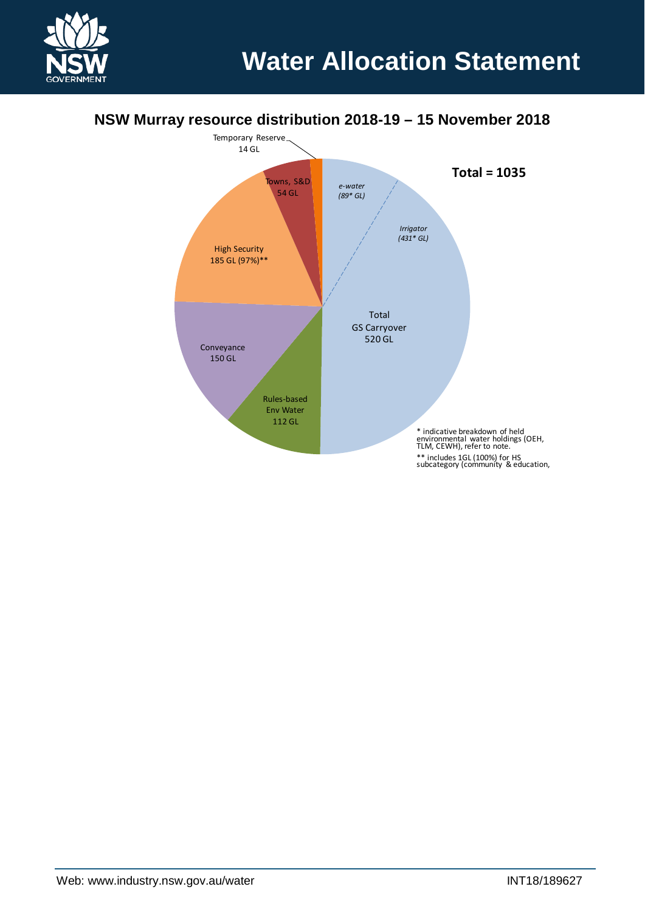# Water Allocation Statement

## NSW Murray resource distribution 2018-19 – 15 November 2018

Total = 1035

Temporary Reserve 14 GL

Towns, S&D 54 GL

*e-water (89* GL)*

*Irrigator (431* GL)*

High Security 185 GL (97%)**

Total GS Carryover 520 GL

Conveyance 150 GL

Rules-based Env Water 112 GL

* indicative breakdown of held environmental water holdings (OEH, TLM, CEWH), refer to note.

** includes 1GL (100%) for HS subcategory (community & education,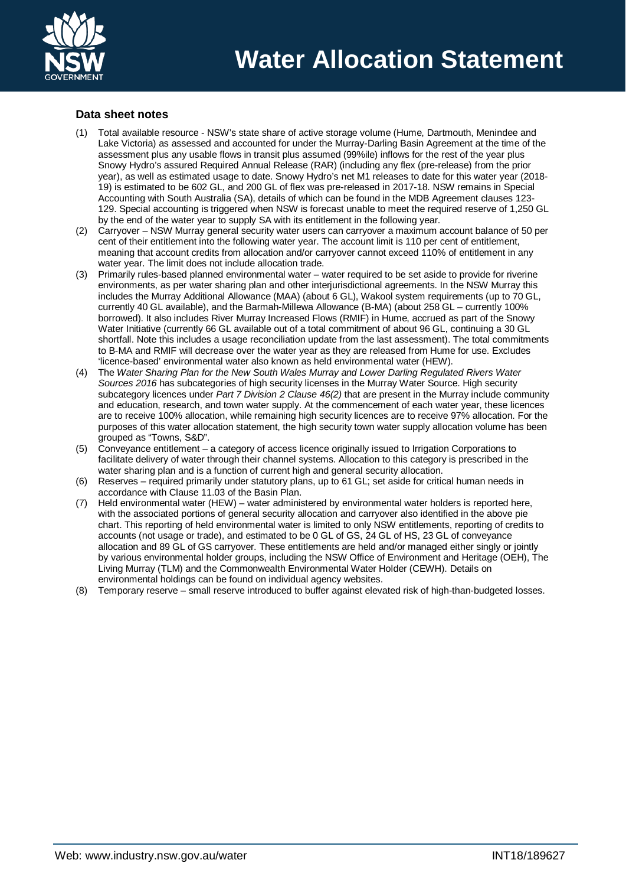# Water Allocation Statement

## Data sheet notes

(1) Total available resource - NSW's state share of active storage volume (Hume, Dartmouth, Menindee and Lake Victoria) as assessed and accounted for under the Murray-Darling Basin Agreement at the time of the assessment plus any usable flows in transit plus assumed (99%ile) inflows for the rest of the year plus Snowy Hydro's assured Required Annual Release (RAR) (including any flex (pre-release) from the prior year), as well as estimated usage to date. Snowy Hydro's net M1 releases to date for this water year (2018-19) is estimated to be 602 GL, and 200 GL of flex was pre-released in 2017-18. NSW remains in Special Accounting with South Australia (SA), details of which can be found in the MDB Agreement clauses 123-129. Special accounting is triggered when NSW is forecast unable to meet the required reserve of 1,250 GL by the end of the water year to supply SA with its entitlement in the following year.

(2) Carryover – NSW Murray general security water users can carryover a maximum account balance of 50 per cent of their entitlement into the following water year. The account limit is 110 per cent of entitlement, meaning that account credits from allocation and/or carryover cannot exceed 110% of entitlement in any water year. The limit does not include allocation trade.

(3) Primarily rules-based planned environmental water – water required to be set aside to provide for riverine environments, as per water sharing plan and other interjurisdictional agreements. In the NSW Murray this includes the Murray Additional Allowance (MAA) (about 6 GL), Wakool system requirements (up to 70 GL, currently 40 GL available), and the Barmah-Millewa Allowance (B-MA) (about 258 GL – currently 100% borrowed). It also includes River Murray Increased Flows (RMIF) in Hume, accrued as part of the Snowy Water Initiative (currently 66 GL available out of a total commitment of about 96 GL, continuing a 30 GL shortfall. Note this includes a usage reconciliation update from the last assessment). The total commitments to B-MA and RMIF will decrease over the water year as they are released from Hume for use. Excludes 'licence-based' environmental water also known as held environmental water (HEW).

(4) The *Water Sharing Plan for the New South Wales Murray and Lower Darling Regulated Rivers Water Sources 2016* has subcategories of high security licenses in the Murray Water Source. High security subcategory licences under *Part 7 Division 2 Clause 46(2)* that are present in the Murray include community and education, research, and town water supply. At the commencement of each water year, these licences are to receive 100% allocation, while remaining high security licences are to receive 97% allocation. For the purposes of this water allocation statement, the high security town water supply allocation volume has been grouped as "Towns, S&D".

(5) Conveyance entitlement – a category of access licence originally issued to Irrigation Corporations to facilitate delivery of water through their channel systems. Allocation to this category is prescribed in the water sharing plan and is a function of current high and general security allocation.

(6) Reserves – required primarily under statutory plans, up to 61 GL; set aside for critical human needs in accordance with Clause 11.03 of the Basin Plan.

(7) Held environmental water (HEW) – water administered by environmental water holders is reported here, with the associated portions of general security allocation and carryover also identified in the above pie chart. This reporting of held environmental water is limited to only NSW entitlements, reporting of credits to accounts (not usage or trade), and estimated to be 0 GL of GS, 24 GL of HS, 23 GL of conveyance allocation and 89 GL of GS carryover. These entitlements are held and/or managed either singly or jointly by various environmental holder groups, including the NSW Office of Environment and Heritage (OEH), The Living Murray (TLM) and the Commonwealth Environmental Water Holder (CEWH). Details on environmental holdings can be found on individual agency websites.

(8) Temporary reserve – small reserve introduced to buffer against elevated risk of high-than-budgeted losses.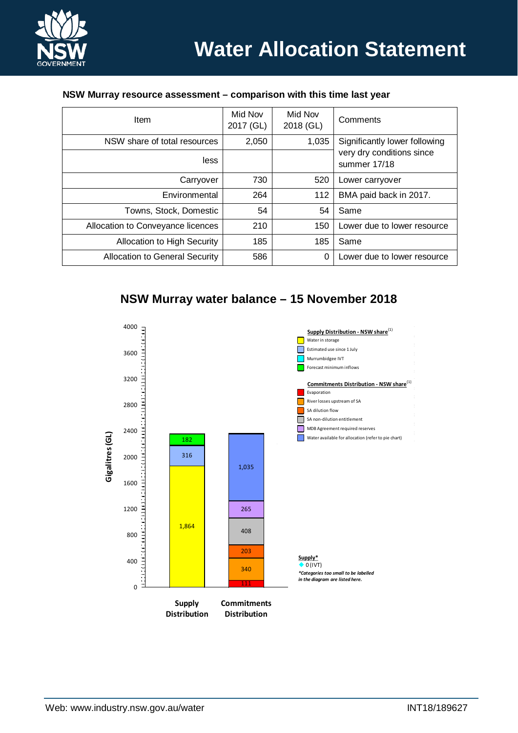### NSW Murray resource assessment – comparison with this time last year

| Item | Mid Nov 2017 (GL) | Mid Nov 2018 (GL) | Comments |
|---|---|---|---|
| NSW share of total resources | 2,050 | 1,035 | Significantly lower following very dry conditions since summer 17/18 |
| less | | | |
| Carryover | 730 | 520 | Lower carryover |
| Environmental | 264 | 112 | BMA paid back in 2017. |
| Towns, Stock, Domestic | 54 | 54 | Same |
| Allocation to Conveyance licences | 210 | 150 | Lower due to lower resource |
| Allocation to High Security | 185 | 185 | Same |
| Allocation to General Security | 586 | 0 | Lower due to lower resource |

### NSW Murray water balance – 15 November 2018

Gigalitres (GL)

**Supply Distribution**

- Water in storage: 1,864
- Estimated use since 1 July: 316
- Forecast minimum inflows: 182

**Commitments Distribution**

- Evaporation: 111
- River losses upstream of SA: 340
- SA dilution flow: 203
- SA non-dilution entitlement: 408
- MDB Agreement required reserves: 265
- Water available for allocation (refer to pie chart): 1,035

**Supply Distribution - NSW share**[1]

- Water in storage
- Estimated use since 1 July
- Murrumbidgee IVT
- Forecast minimum inflows

**Commitments Distribution - NSW share**[1]

- Evaporation
- River losses upstream of SA
- SA dilution flow
- SA non-dilution entitlement
- MDB Agreement required reserves
- Water available for allocation (refer to pie chart)

**Supply***

- 0 (IVT)

*\*Categories too small to be labelled in the diagram are listed here.*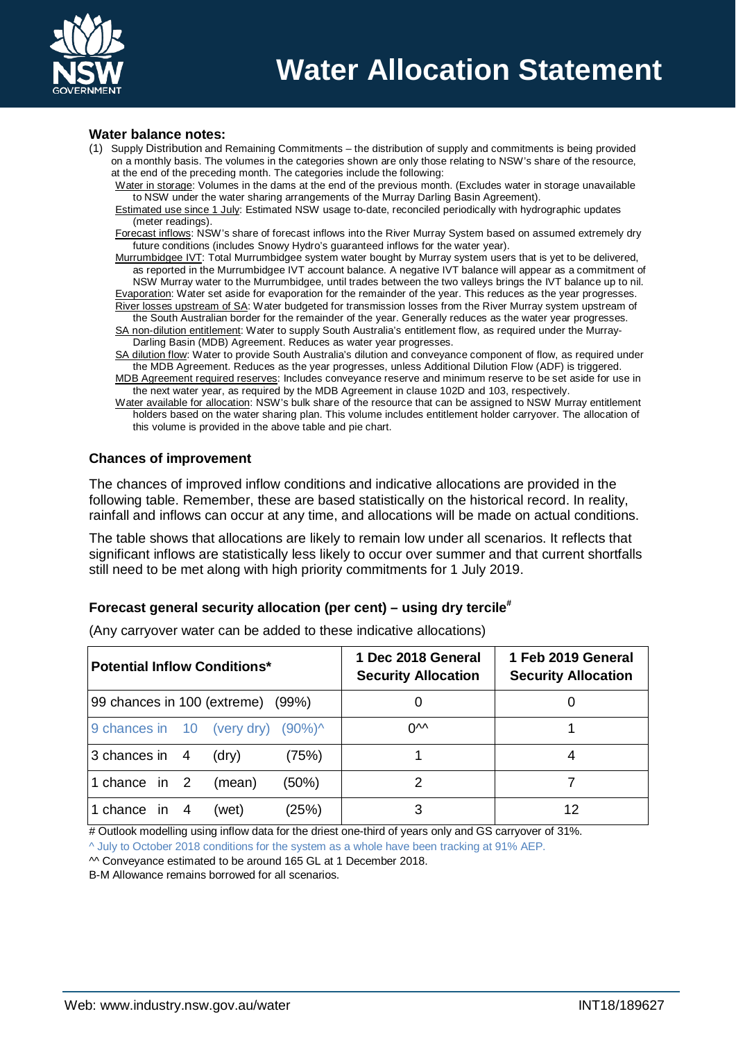# Water Allocation Statement

**Water balance notes:**

(1) Supply Distribution and Remaining Commitments – the distribution of supply and commitments is being provided on a monthly basis. The volumes in the categories shown are only those relating to NSW's share of the resource, at the end of the preceding month. The categories include the following:

- Water in storage: Volumes in the dams at the end of the previous month. (Excludes water in storage unavailable to NSW under the water sharing arrangements of the Murray Darling Basin Agreement).
- Estimated use since 1 July: Estimated NSW usage to-date, reconciled periodically with hydrographic updates (meter readings).
- Forecast inflows: NSW's share of forecast inflows into the River Murray System based on assumed extremely dry future conditions (includes Snowy Hydro's guaranteed inflows for the water year).
- Murrumbidgee IVT: Total Murrumbidgee system water bought by Murray system users that is yet to be delivered, as reported in the Murrumbidgee IVT account balance. A negative IVT balance will appear as a commitment of NSW Murray water to the Murrumbidgee, until trades between the two valleys brings the IVT balance up to nil.
- Evaporation: Water set aside for evaporation for the remainder of the year. This reduces as the year progresses.
- River losses upstream of SA: Water budgeted for transmission losses from the River Murray system upstream of the South Australian border for the remainder of the year. Generally reduces as the water year progresses.
- SA non-dilution entitlement: Water to supply South Australia's entitlement flow, as required under the Murray-Darling Basin (MDB) Agreement. Reduces as water year progresses.
- SA dilution flow: Water to provide South Australia's dilution and conveyance component of flow, as required under the MDB Agreement. Reduces as the year progresses, unless Additional Dilution Flow (ADF) is triggered.
- MDB Agreement required reserves: Includes conveyance reserve and minimum reserve to be set aside for use in the next water year, as required by the MDB Agreement in clause 102D and 103, respectively.
- Water available for allocation: NSW's bulk share of the resource that can be assigned to NSW Murray entitlement holders based on the water sharing plan. This volume includes entitlement holder carryover. The allocation of this volume is provided in the above table and pie chart.

## Chances of improvement

The chances of improved inflow conditions and indicative allocations are provided in the following table. Remember, these are based statistically on the historical record. In reality, rainfall and inflows can occur at any time, and allocations will be made on actual conditions.

The table shows that allocations are likely to remain low under all scenarios. It reflects that significant inflows are statistically less likely to occur over summer and that current shortfalls still need to be met along with high priority commitments for 1 July 2019.

### Forecast general security allocation (per cent) – using dry tercile#

(Any carryover water can be added to these indicative allocations)

| Potential Inflow Conditions* | 1 Dec 2018 General Security Allocation | 1 Feb 2019 General Security Allocation |
|---|---|---|
| 99 chances in 100 (extreme) (99%) | 0 | 0 |
| 9 chances in 10 (very dry) (90%)^ | 0^^ | 1 |
| 3 chances in 4 (dry) (75%) | 1 | 4 |
| 1 chance in 2 (mean) (50%) | 2 | 7 |
| 1 chance in 4 (wet) (25%) | 3 | 12 |

# Outlook modelling using inflow data for the driest one-third of years only and GS carryover of 31%.

^ July to October 2018 conditions for the system as a whole have been tracking at 91% AEP.

^^ Conveyance estimated to be around 165 GL at 1 December 2018.

B-M Allowance remains borrowed for all scenarios.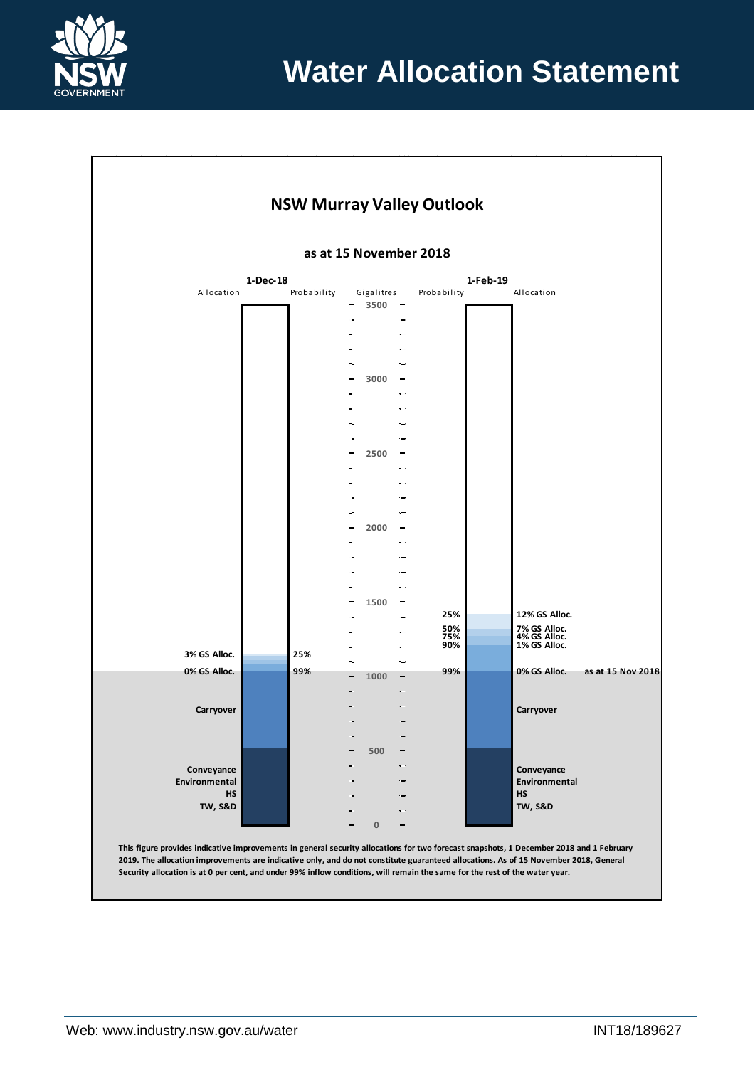# Water Allocation Statement

## NSW Murray Valley Outlook

**as at 15 November 2018**

**1-Dec-18**

Allocation

Probability

Gigalitres

3500
3000
2500
2000
1500
1000
500
0

**1-Feb-19**

Probability

Allocation

**3% GS Alloc.** **25%**

**0% GS Alloc.** **99%**

**Carryover**

**Conveyance**
**Environmental**
**HS**
**TW, S&D**

**25%** **12% GS Alloc.**

**50%** **7% GS Alloc.**

**75%** **4% GS Alloc.**

**90%** **1% GS Alloc.**

**99%** **0% GS Alloc.** **as at 15 Nov 2018**

**Carryover**

**Conveyance**
**Environmental**
**HS**
**TW, S&D**

**This figure provides indicative improvements in general security allocations for two forecast snapshots, 1 December 2018 and 1 February 2019. The allocation improvements are indicative only, and do not constitute guaranteed allocations. As of 15 November 2018, General Security allocation is at 0 per cent, and under 99% inflow conditions, will remain the same for the rest of the water year.**

Web: www.industry.nsw.gov.au/water

INT18/189627